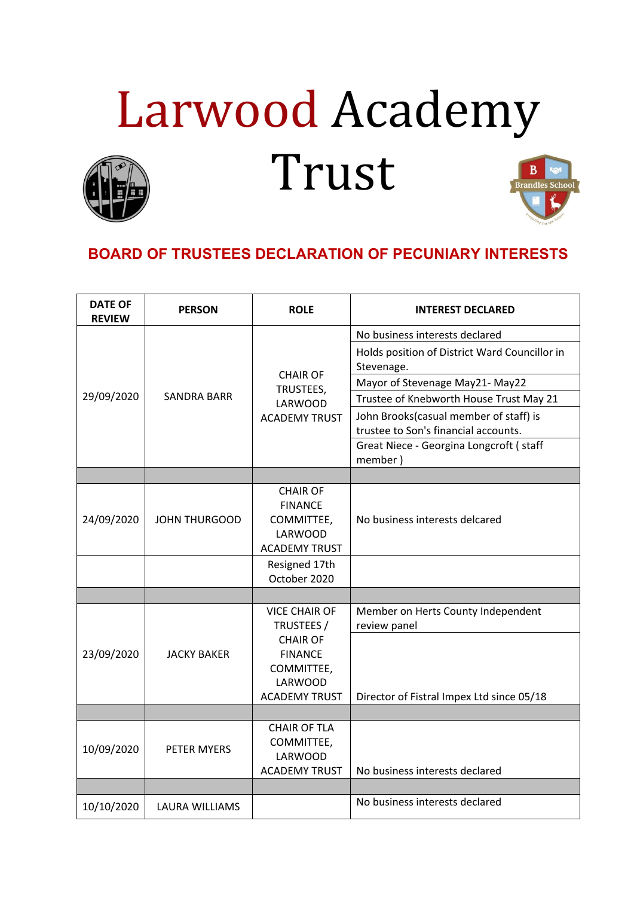# Larwood Academy Trust

## BOARD OF TRUSTEES DECLARATION OF PECUNIARY INTERESTS

| DATE OF REVIEW | PERSON | ROLE | INTEREST DECLARED |
|---|---|---|---|
| 29/09/2020 | SANDRA BARR | CHAIR OF TRUSTEES, LARWOOD ACADEMY TRUST | No business interests declared |
| | | | Holds position of District Ward Councillor in Stevenage. |
| | | | Mayor of Stevenage May21- May22 |
| | | | Trustee of Knebworth House Trust May 21 |
| | | | John Brooks(casual member of staff) is trustee to Son's financial accounts. |
| | | | Great Niece - Georgina Longcroft ( staff member ) |
| | | | |
| 24/09/2020 | JOHN THURGOOD | CHAIR OF FINANCE COMMITTEE, LARWOOD ACADEMY TRUST | No business interests delcared |
| | | Resigned 17th October 2020 | |
| | | | |
| 23/09/2020 | JACKY BAKER | VICE CHAIR OF TRUSTEES / CHAIR OF FINANCE COMMITTEE, LARWOOD ACADEMY TRUST | Member on Herts County Independent review panel |
| | | | Director of Fistral Impex Ltd since 05/18 |
| | | | |
| 10/09/2020 | PETER MYERS | CHAIR OF TLA COMMITTEE, LARWOOD ACADEMY TRUST | No business interests declared |
| | | | |
| 10/10/2020 | LAURA WILLIAMS | | No business interests declared |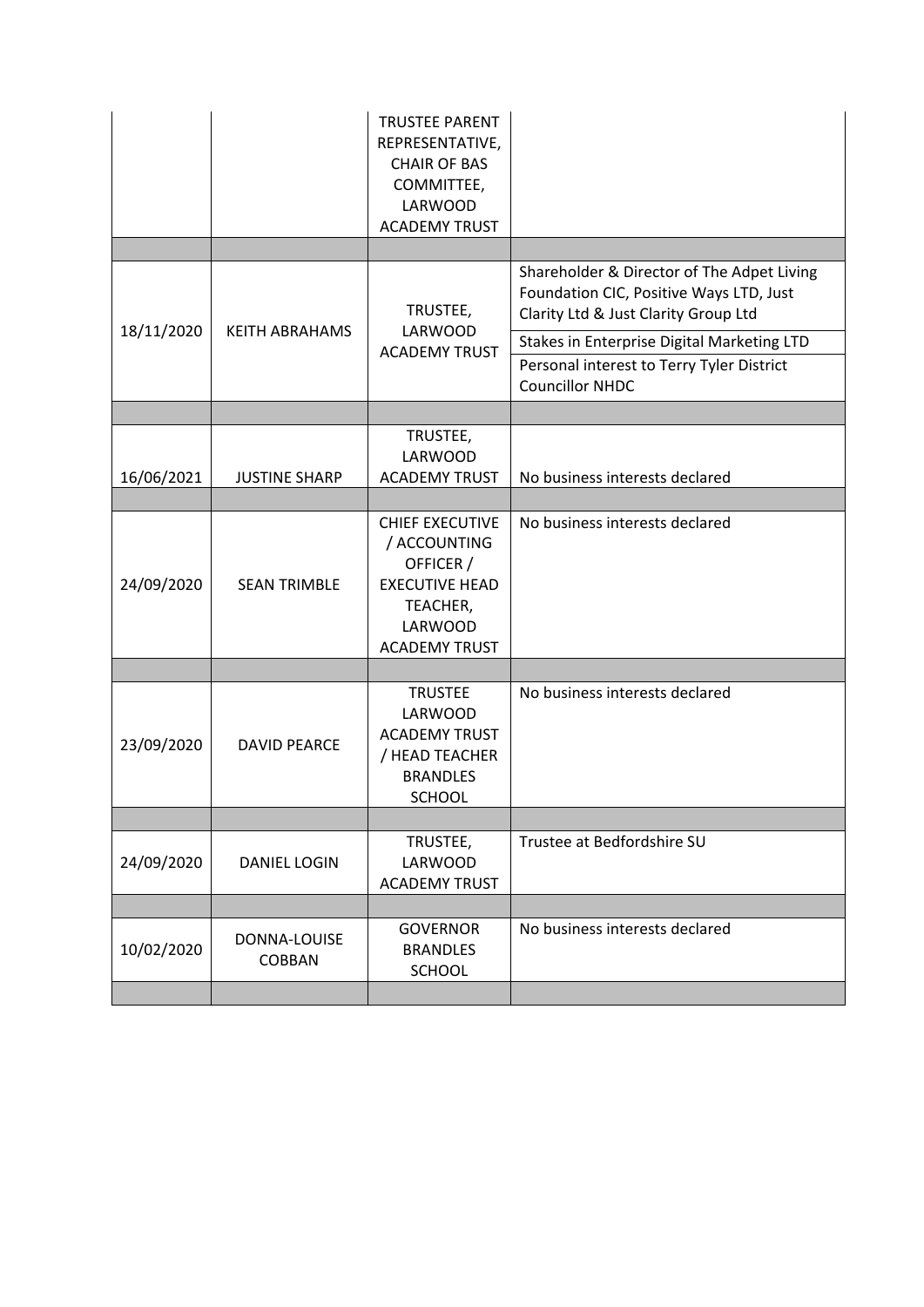| | | | |
|---|---|---|---|
| | | TRUSTEE PARENT REPRESENTATIVE, CHAIR OF BAS COMMITTEE, LARWOOD ACADEMY TRUST | |
| | | | |
| 18/11/2020 | KEITH ABRAHAMS | TRUSTEE, LARWOOD ACADEMY TRUST | Shareholder & Director of The Adpet Living Foundation CIC, Positive Ways LTD, Just Clarity Ltd & Just Clarity Group Ltd |
| | | | Stakes in Enterprise Digital Marketing LTD |
| | | | Personal interest to Terry Tyler District Councillor NHDC |
| | | | |
| 16/06/2021 | JUSTINE SHARP | TRUSTEE, LARWOOD ACADEMY TRUST | No business interests declared |
| | | | |
| 24/09/2020 | SEAN TRIMBLE | CHIEF EXECUTIVE / ACCOUNTING OFFICER / EXECUTIVE HEAD TEACHER, LARWOOD ACADEMY TRUST | No business interests declared |
| | | | |
| 23/09/2020 | DAVID PEARCE | TRUSTEE LARWOOD ACADEMY TRUST / HEAD TEACHER BRANDLES SCHOOL | No business interests declared |
| | | | |
| 24/09/2020 | DANIEL LOGIN | TRUSTEE, LARWOOD ACADEMY TRUST | Trustee at Bedfordshire SU |
| | | | |
| 10/02/2020 | DONNA-LOUISE COBBAN | GOVERNOR BRANDLES SCHOOL | No business interests declared |
| | | | |